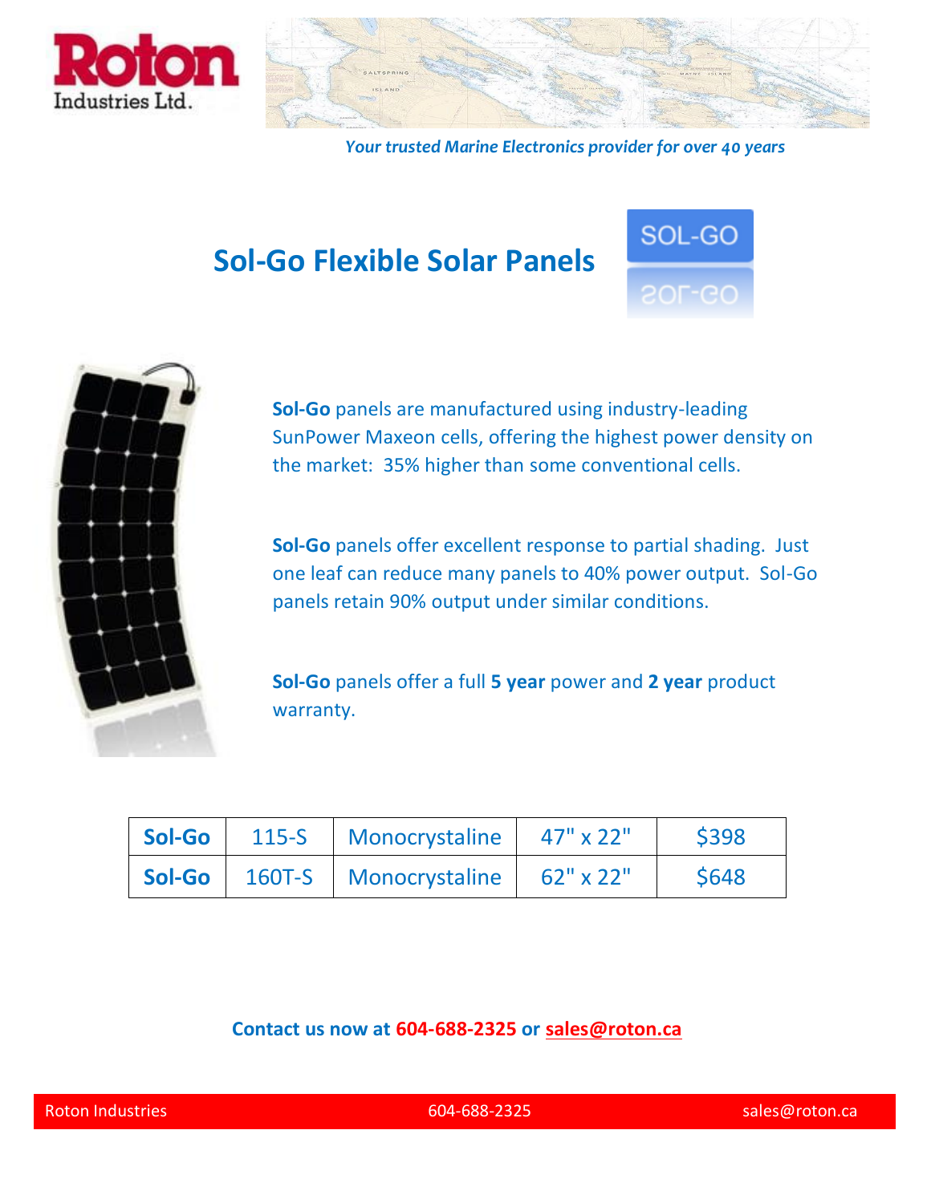Roton Industries Ltd.

*Your trusted Marine Electronics provider for over 40 years*

# Sol-Go Flexible Solar Panels

**Sol-Go** panels are manufactured using industry-leading SunPower Maxeon cells, offering the highest power density on the market: 35% higher than some conventional cells.

**Sol-Go** panels offer excellent response to partial shading. Just one leaf can reduce many panels to 40% power output. Sol-Go panels retain 90% output under similar conditions.

**Sol-Go** panels offer a full **5 year** power and **2 year** product warranty.

| | | | | |
|---|---|---|---|---|
| **Sol-Go** | 115-S | Monocrystaline | 47" x 22" | $398 |
| **Sol-Go** | 160T-S | Monocrystaline | 62" x 22" | $648 |

**Contact us now at 604-688-2325 or sales@roton.ca**

Roton Industries 604-688-2325 sales@roton.ca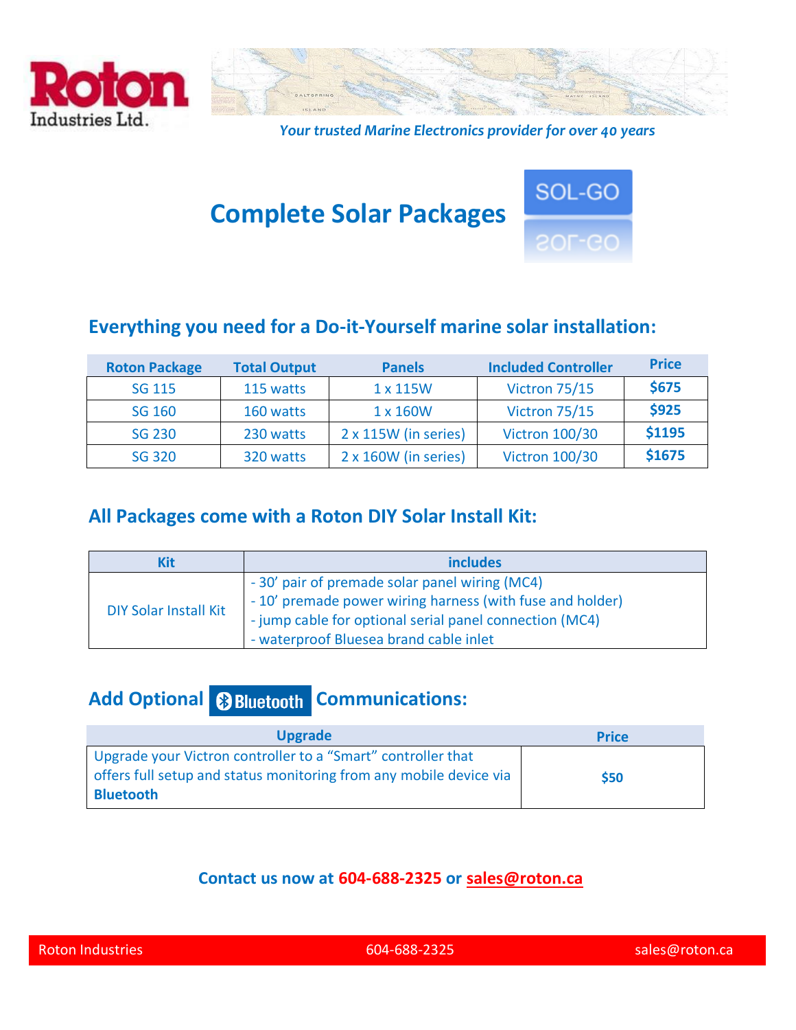Roton Industries Ltd.

*Your trusted Marine Electronics provider for over 40 years*

# Complete Solar Packages

SOL-GO

## Everything you need for a Do-it-Yourself marine solar installation:

| Roton Package | Total Output | Panels | Included Controller | Price |
|---|---|---|---|---|
| SG 115 | 115 watts | 1 x 115W | Victron 75/15 | **$675** |
| SG 160 | 160 watts | 1 x 160W | Victron 75/15 | **$925** |
| SG 230 | 230 watts | 2 x 115W (in series) | Victron 100/30 | **$1195** |
| SG 320 | 320 watts | 2 x 160W (in series) | Victron 100/30 | **$1675** |

## All Packages come with a Roton DIY Solar Install Kit:

| Kit | includes |
|---|---|
| DIY Solar Install Kit | - 30' pair of premade solar panel wiring (MC4)<br>- 10' premade power wiring harness (with fuse and holder)<br>- jump cable for optional serial panel connection (MC4)<br>- waterproof Bluesea brand cable inlet |

## Add Optional Bluetooth Communications:

| Upgrade | Price |
|---|---|
| Upgrade your Victron controller to a "Smart" controller that offers full setup and status monitoring from any mobile device via **Bluetooth** | **$50** |

**Contact us now at 604-688-2325 or sales@roton.ca**

Roton Industries 604-688-2325 sales@roton.ca